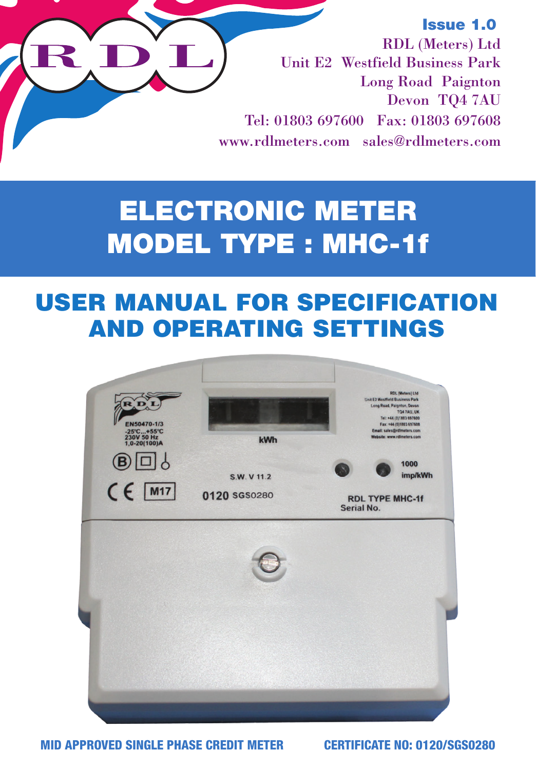RDL

**Issue 1.0**

RDL (Meters) Ltd
Unit E2 Westfield Business Park
Long Road Paignton
Devon TQ4 7AU
Tel: 01803 697600 Fax: 01803 697608
www.rdlmeters.com sales@rdlmeters.com

# ELECTRONIC METER MODEL TYPE : MHC-1f

## USER MANUAL FOR SPECIFICATION AND OPERATING SETTINGS

**MID APPROVED SINGLE PHASE CREDIT METER** **CERTIFICATE NO: 0120/SGS0280**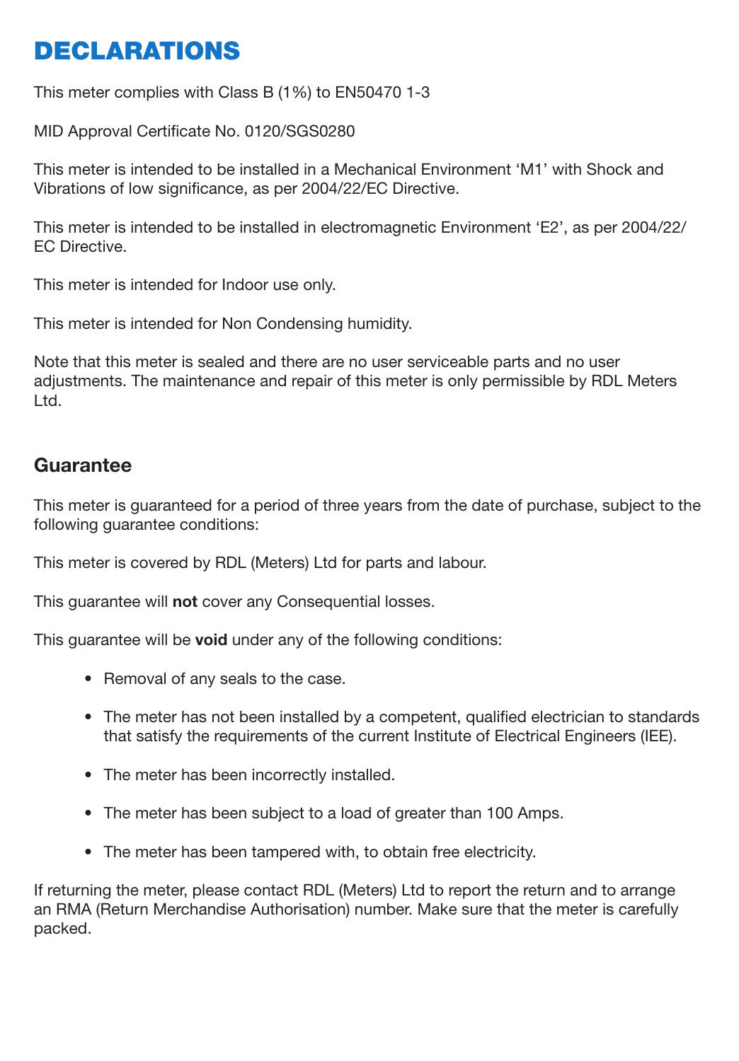# DECLARATIONS

This meter complies with Class B (1%) to EN50470 1-3

MID Approval Certificate No. 0120/SGS0280

This meter is intended to be installed in a Mechanical Environment 'M1' with Shock and Vibrations of low significance, as per 2004/22/EC Directive.

This meter is intended to be installed in electromagnetic Environment 'E2', as per 2004/22/EC Directive.

This meter is intended for Indoor use only.

This meter is intended for Non Condensing humidity.

Note that this meter is sealed and there are no user serviceable parts and no user adjustments. The maintenance and repair of this meter is only permissible by RDL Meters Ltd.

## Guarantee

This meter is guaranteed for a period of three years from the date of purchase, subject to the following guarantee conditions:

This meter is covered by RDL (Meters) Ltd for parts and labour.

This guarantee will **not** cover any Consequential losses.

This guarantee will be **void** under any of the following conditions:

- Removal of any seals to the case.
- The meter has not been installed by a competent, qualified electrician to standards that satisfy the requirements of the current Institute of Electrical Engineers (IEE).
- The meter has been incorrectly installed.
- The meter has been subject to a load of greater than 100 Amps.
- The meter has been tampered with, to obtain free electricity.

If returning the meter, please contact RDL (Meters) Ltd to report the return and to arrange an RMA (Return Merchandise Authorisation) number. Make sure that the meter is carefully packed.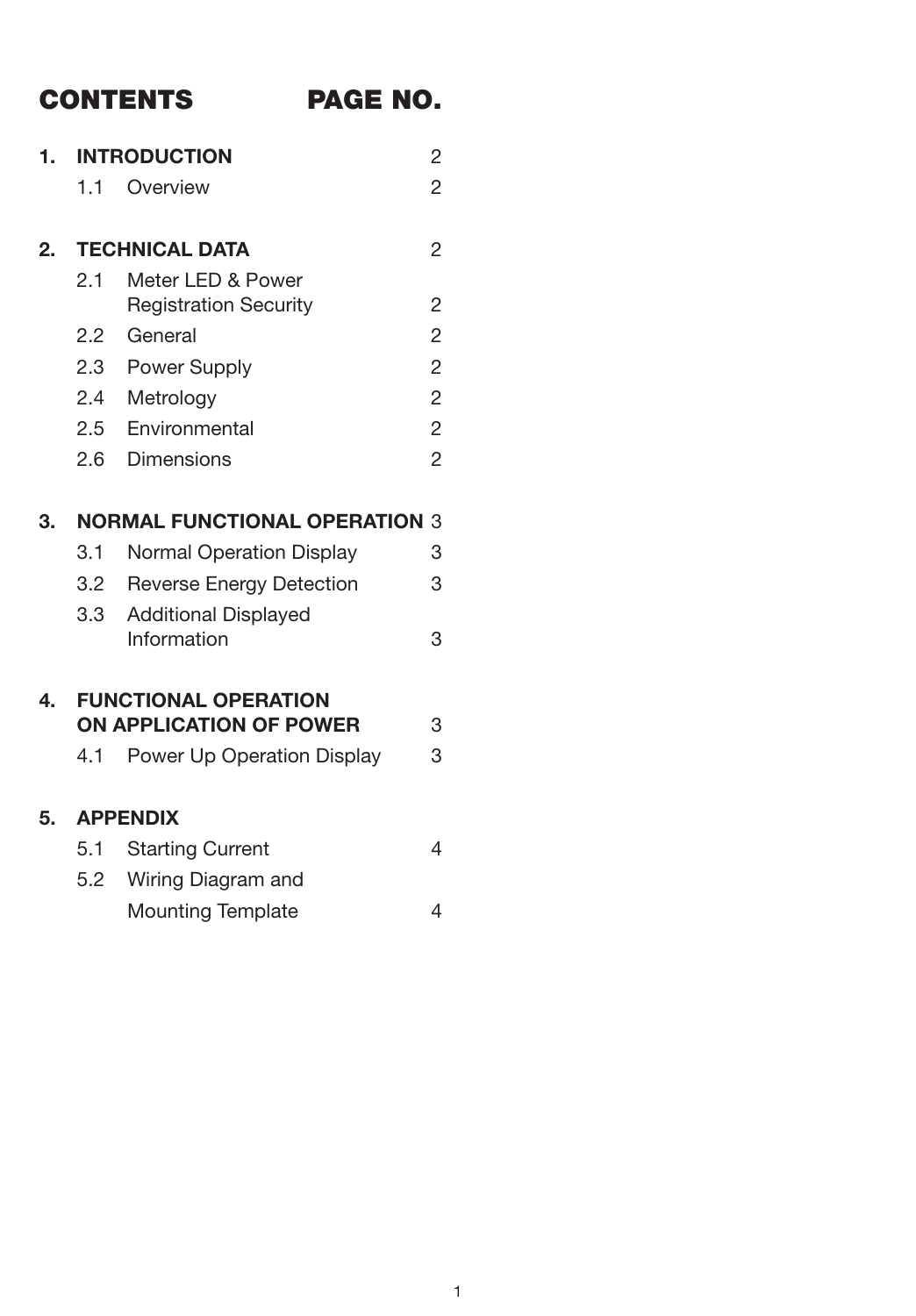# CONTENTS PAGE NO.

| | | |
|---|---|---|
| **1.** | **INTRODUCTION** | 2 |
| 1.1 | Overview | 2 |
| **2.** | **TECHNICAL DATA** | 2 |
| 2.1 | Meter LED & Power Registration Security | 2 |
| 2.2 | General | 2 |
| 2.3 | Power Supply | 2 |
| 2.4 | Metrology | 2 |
| 2.5 | Environmental | 2 |
| 2.6 | Dimensions | 2 |
| **3.** | **NORMAL FUNCTIONAL OPERATION** | 3 |
| 3.1 | Normal Operation Display | 3 |
| 3.2 | Reverse Energy Detection | 3 |
| 3.3 | Additional Displayed Information | 3 |
| **4.** | **FUNCTIONAL OPERATION ON APPLICATION OF POWER** | 3 |
| 4.1 | Power Up Operation Display | 3 |
| **5.** | **APPENDIX** | |
| 5.1 | Starting Current | 4 |
| 5.2 | Wiring Diagram and Mounting Template | 4 |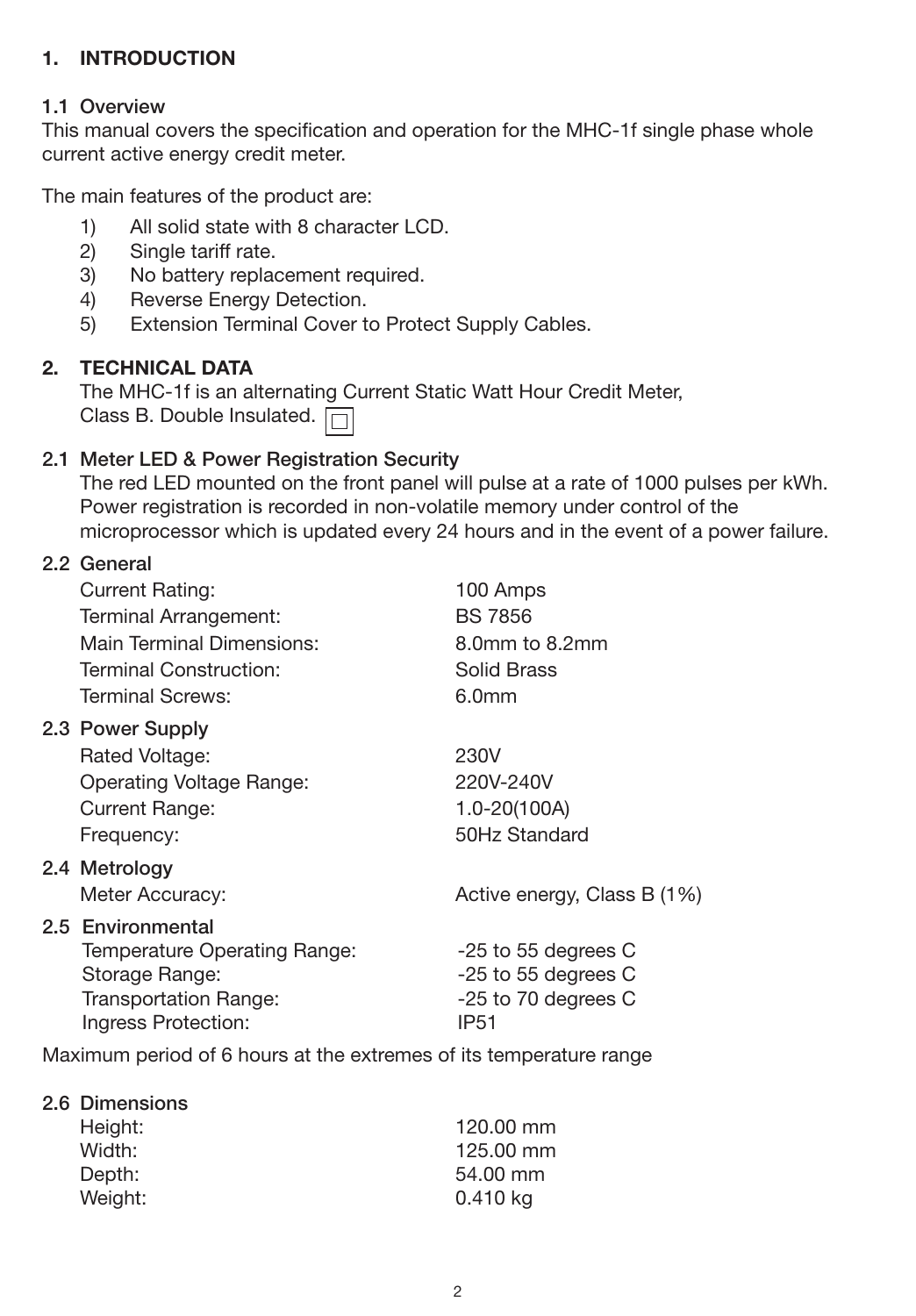## 1. INTRODUCTION

### 1.1 Overview

This manual covers the specification and operation for the MHC-1f single phase whole current active energy credit meter.

The main features of the product are:

1) All solid state with 8 character LCD.
2) Single tariff rate.
3) No battery replacement required.
4) Reverse Energy Detection.
5) Extension Terminal Cover to Protect Supply Cables.

## 2. TECHNICAL DATA

The MHC-1f is an alternating Current Static Watt Hour Credit Meter, Class B. Double Insulated. ▢

### 2.1 Meter LED & Power Registration Security

The red LED mounted on the front panel will pulse at a rate of 1000 pulses per kWh. Power registration is recorded in non-volatile memory under control of the microprocessor which is updated every 24 hours and in the event of a power failure.

### 2.2 General

| | |
|---|---|
| Current Rating: | 100 Amps |
| Terminal Arrangement: | BS 7856 |
| Main Terminal Dimensions: | 8.0mm to 8.2mm |
| Terminal Construction: | Solid Brass |
| Terminal Screws: | 6.0mm |

### 2.3 Power Supply

| | |
|---|---|
| Rated Voltage: | 230V |
| Operating Voltage Range: | 220V-240V |
| Current Range: | 1.0-20(100A) |
| Frequency: | 50Hz Standard |

### 2.4 Metrology

| | |
|---|---|
| Meter Accuracy: | Active energy, Class B (1%) |

### 2.5 Environmental

| | |
|---|---|
| Temperature Operating Range: | -25 to 55 degrees C |
| Storage Range: | -25 to 55 degrees C |
| Transportation Range: | -25 to 70 degrees C |
| Ingress Protection: | IP51 |

Maximum period of 6 hours at the extremes of its temperature range

### 2.6 Dimensions

| | |
|---|---|
| Height: | 120.00 mm |
| Width: | 125.00 mm |
| Depth: | 54.00 mm |
| Weight: | 0.410 kg |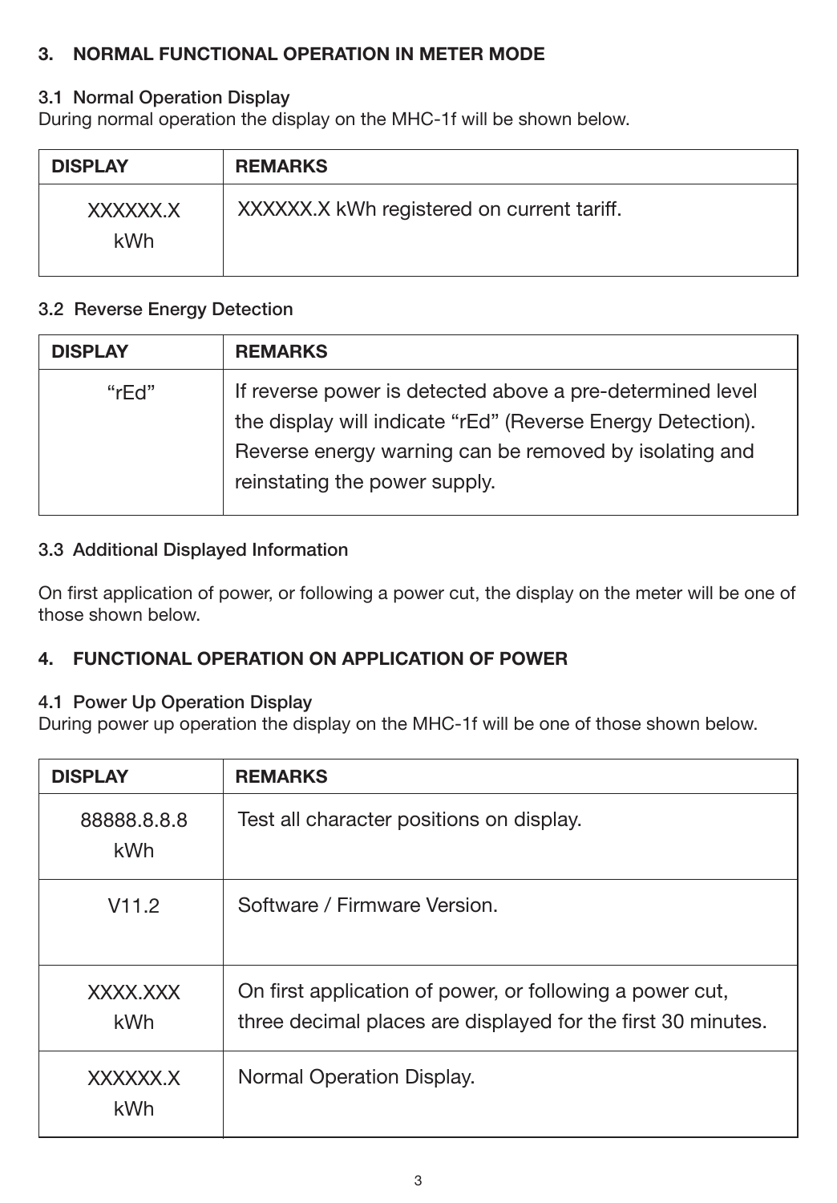## 3. NORMAL FUNCTIONAL OPERATION IN METER MODE

### 3.1 Normal Operation Display

During normal operation the display on the MHC-1f will be shown below.

| DISPLAY | REMARKS |
|---|---|
| XXXXXX.X kWh | XXXXXX.X kWh registered on current tariff. |

### 3.2 Reverse Energy Detection

| DISPLAY | REMARKS |
|---|---|
| “rEd” | If reverse power is detected above a pre-determined level the display will indicate “rEd” (Reverse Energy Detection). Reverse energy warning can be removed by isolating and reinstating the power supply. |

### 3.3 Additional Displayed Information

On first application of power, or following a power cut, the display on the meter will be one of those shown below.

## 4. FUNCTIONAL OPERATION ON APPLICATION OF POWER

### 4.1 Power Up Operation Display

During power up operation the display on the MHC-1f will be one of those shown below.

| DISPLAY | REMARKS |
|---|---|
| 88888.8.8.8 kWh | Test all character positions on display. |
| V11.2 | Software / Firmware Version. |
| XXXX.XXX kWh | On first application of power, or following a power cut, three decimal places are displayed for the first 30 minutes. |
| XXXXXX.X kWh | Normal Operation Display. |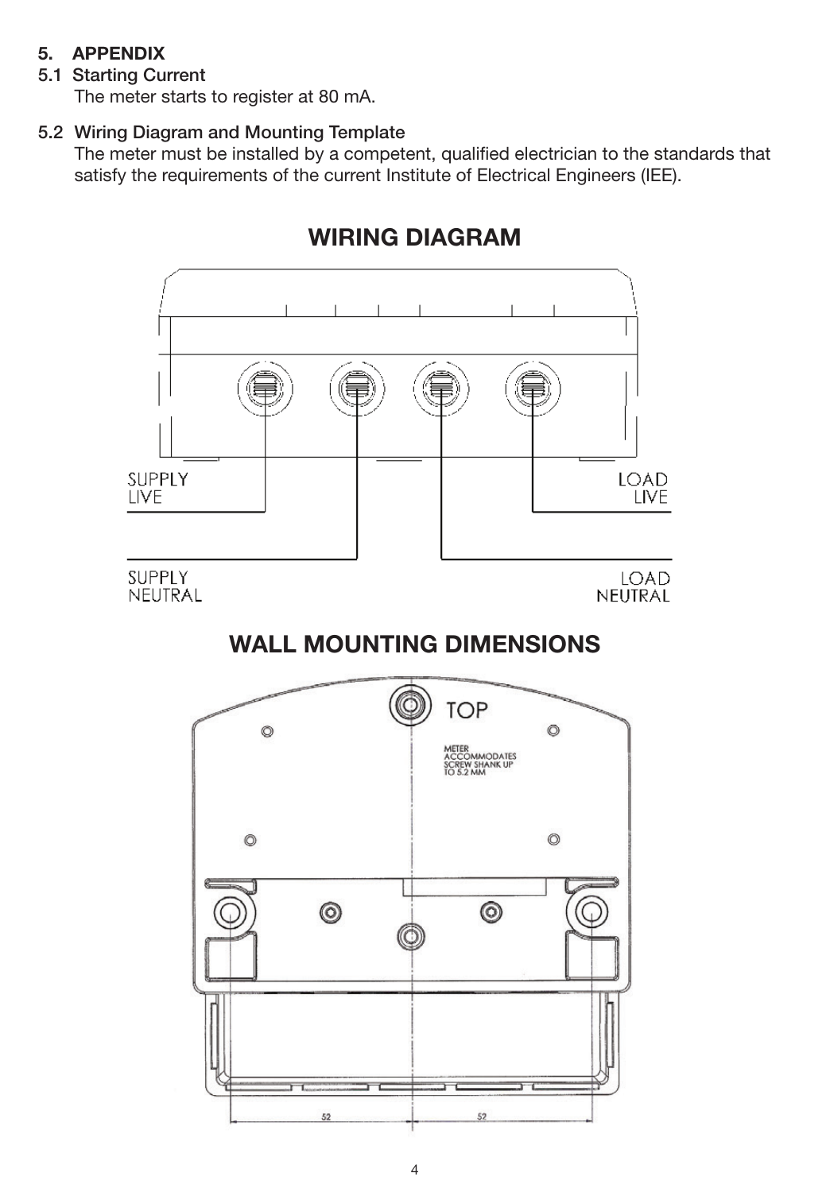# 5. APPENDIX

## 5.1 Starting Current

The meter starts to register at 80 mA.

## 5.2 Wiring Diagram and Mounting Template

The meter must be installed by a competent, qualified electrician to the standards that satisfy the requirements of the current Institute of Electrical Engineers (IEE).

## WIRING DIAGRAM

SUPPLY LIVE

LOAD LIVE

SUPPLY NEUTRAL

LOAD NEUTRAL

## WALL MOUNTING DIMENSIONS

TOP

METER ACCOMMODATES SCREW SHANK UP TO 5.2 MM

52

52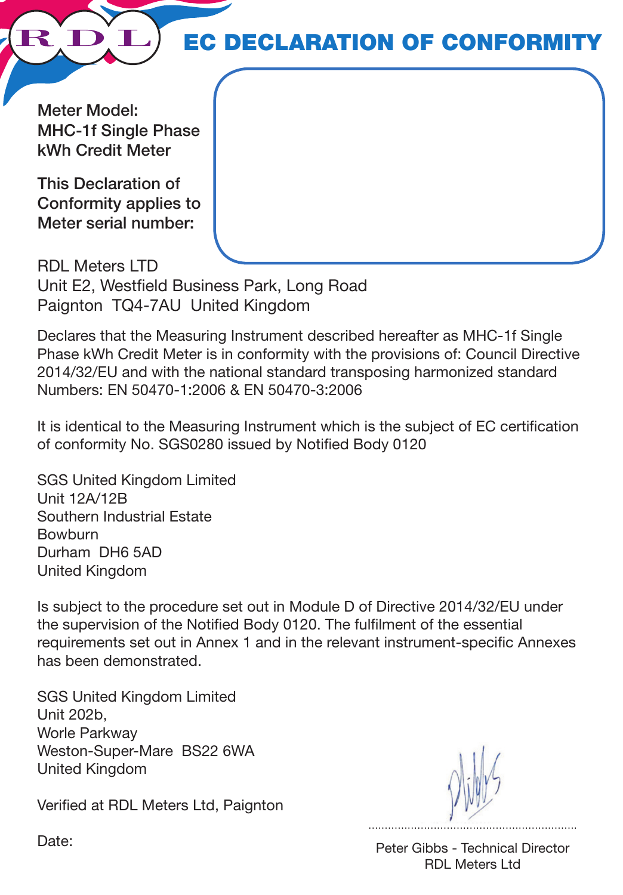RDL

# EC DECLARATION OF CONFORMITY

**Meter Model:**
**MHC-1f Single Phase kWh Credit Meter**

**This Declaration of Conformity applies to Meter serial number:**

RDL Meters LTD
Unit E2, Westfield Business Park, Long Road
Paignton TQ4-7AU United Kingdom

Declares that the Measuring Instrument described hereafter as MHC-1f Single Phase kWh Credit Meter is in conformity with the provisions of: Council Directive 2014/32/EU and with the national standard transposing harmonized standard Numbers: EN 50470-1:2006 & EN 50470-3:2006

It is identical to the Measuring Instrument which is the subject of EC certification of conformity No. SGS0280 issued by Notified Body 0120

SGS United Kingdom Limited
Unit 12A/12B
Southern Industrial Estate
Bowburn
Durham DH6 5AD
United Kingdom

Is subject to the procedure set out in Module D of Directive 2014/32/EU under the supervision of the Notified Body 0120. The fulfilment of the essential requirements set out in Annex 1 and in the relevant instrument-specific Annexes has been demonstrated.

SGS United Kingdom Limited
Unit 202b,
Worle Parkway
Weston-Super-Mare BS22 6WA
United Kingdom

Verified at RDL Meters Ltd, Paignton

Date:

..............................................................

Peter Gibbs - Technical Director
RDL Meters Ltd